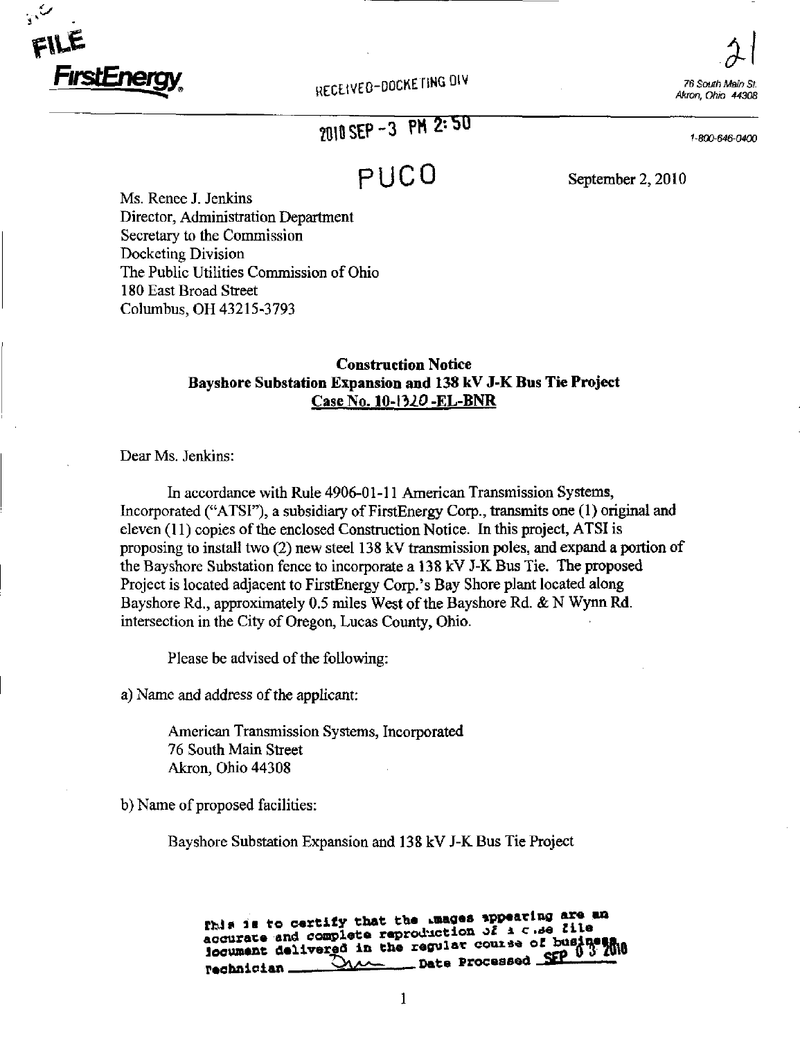FILE

FirstEnergy

RECEIVED-DOCKETING DIV

2010 SEP -3 PM 2:50

PUCO

76 South Main St.
Akron, Ohio 44308

1-800-646-0400

September 2, 2010

Ms. Renee J. Jenkins
Director, Administration Department
Secretary to the Commission
Docketing Division
The Public Utilities Commission of Ohio
180 East Broad Street
Columbus, OH 43215-3793

**Construction Notice**
**Bayshore Substation Expansion and 138 kV J-K Bus Tie Project**
**Case No. 10-1320-EL-BNR**

Dear Ms. Jenkins:

In accordance with Rule 4906-01-11 American Transmission Systems, Incorporated ("ATSI"), a subsidiary of FirstEnergy Corp., transmits one (1) original and eleven (11) copies of the enclosed Construction Notice. In this project, ATSI is proposing to install two (2) new steel 138 kV transmission poles, and expand a portion of the Bayshore Substation fence to incorporate a 138 kV J-K Bus Tie. The proposed Project is located adjacent to FirstEnergy Corp.'s Bay Shore plant located along Bayshore Rd., approximately 0.5 miles West of the Bayshore Rd. & N Wynn Rd. intersection in the City of Oregon, Lucas County, Ohio.

Please be advised of the following:

a) Name and address of the applicant:

American Transmission Systems, Incorporated
76 South Main Street
Akron, Ohio 44308

b) Name of proposed facilities:

Bayshore Substation Expansion and 138 kV J-K Bus Tie Project

This is to certify that the images appearing are an accurate and complete reproduction of a case file document delivered in the regular course of business
Technician ______ Date Processed SEP 03 2010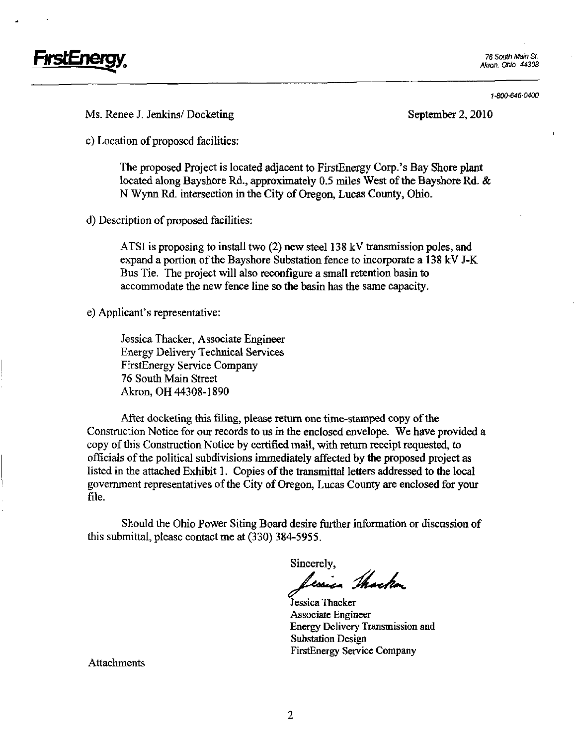**FirstEnergy**

76 South Main St.
Akron, Ohio 44308

1-800-646-0400

Ms. Renee J. Jenkins/ Docketing

September 2, 2010

c) Location of proposed facilities:

The proposed Project is located adjacent to FirstEnergy Corp.'s Bay Shore plant located along Bayshore Rd., approximately 0.5 miles West of the Bayshore Rd. & N Wynn Rd. intersection in the City of Oregon, Lucas County, Ohio.

d) Description of proposed facilities:

ATSI is proposing to install two (2) new steel 138 kV transmission poles, and expand a portion of the Bayshore Substation fence to incorporate a 138 kV J-K Bus Tie. The project will also reconfigure a small retention basin to accommodate the new fence line so the basin has the same capacity.

e) Applicant's representative:

Jessica Thacker, Associate Engineer
Energy Delivery Technical Services
FirstEnergy Service Company
76 South Main Street
Akron, OH 44308-1890

After docketing this filing, please return one time-stamped copy of the Construction Notice for our records to us in the enclosed envelope. We have provided a copy of this Construction Notice by certified mail, with return receipt requested, to officials of the political subdivisions immediately affected by the proposed project as listed in the attached Exhibit 1. Copies of the transmittal letters addressed to the local government representatives of the City of Oregon, Lucas County are enclosed for your file.

Should the Ohio Power Siting Board desire further information or discussion of this submittal, please contact me at (330) 384-5955.

Sincerely,

Jessica Thacker

Jessica Thacker
Associate Engineer
Energy Delivery Transmission and Substation Design
FirstEnergy Service Company

Attachments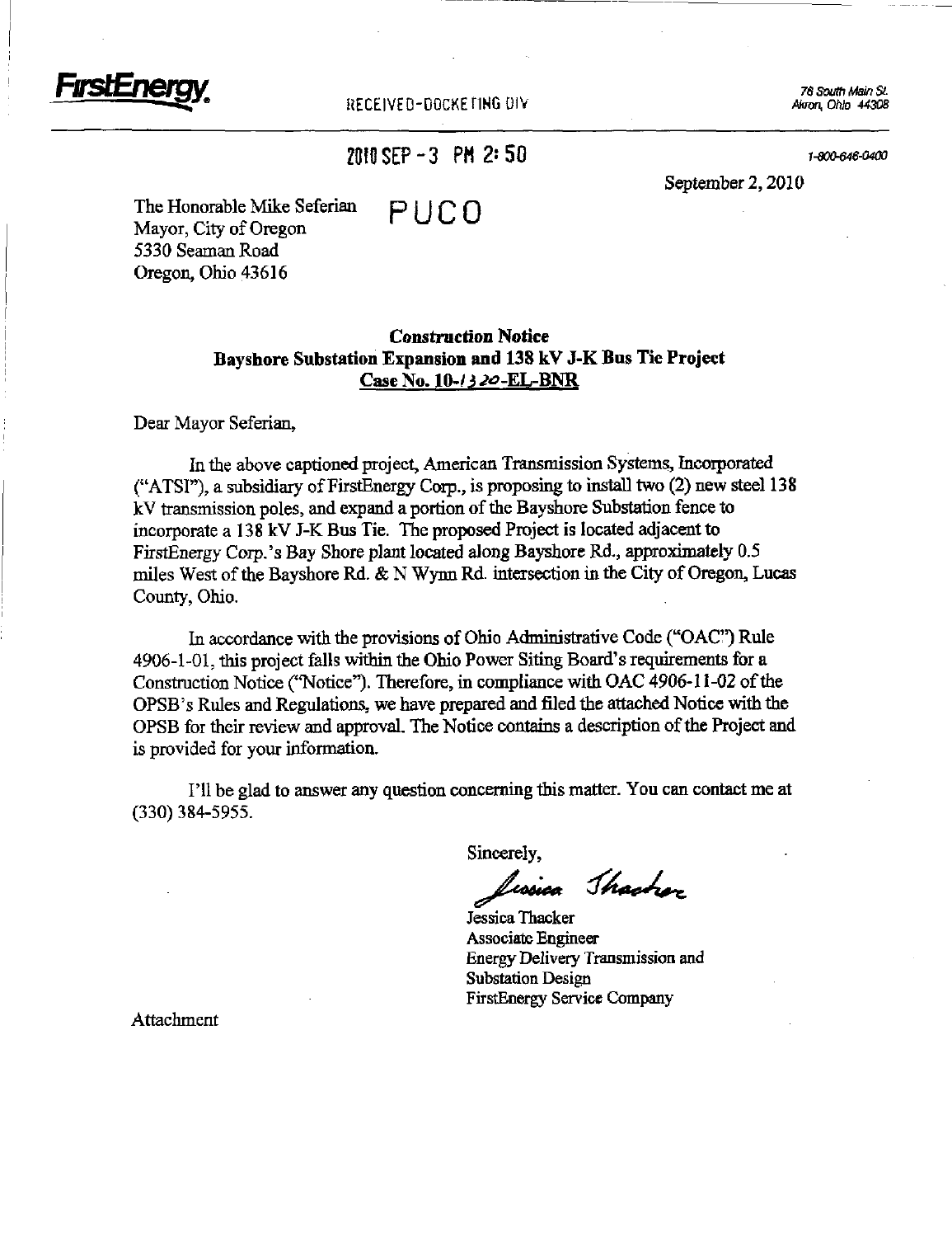**FirstEnergy.**

RECEIVED-DOCKETING DIV

76 South Main St.
Akron, Ohio 44308

2010 SEP -3 PM 2:50

1-800-646-0400

September 2, 2010

The Honorable Mike Seferian
Mayor, City of Oregon
5330 Seaman Road
Oregon, Ohio 43616

PUCO

**Construction Notice**
**Bayshore Substation Expansion and 138 kV J-K Bus Tie Project**
**Case No. 10-1320-EL-BNR**

Dear Mayor Seferian,

In the above captioned project, American Transmission Systems, Incorporated ("ATSI"), a subsidiary of FirstEnergy Corp., is proposing to install two (2) new steel 138 kV transmission poles, and expand a portion of the Bayshore Substation fence to incorporate a 138 kV J-K Bus Tie. The proposed Project is located adjacent to FirstEnergy Corp.'s Bay Shore plant located along Bayshore Rd., approximately 0.5 miles West of the Bayshore Rd. & N Wynn Rd. intersection in the City of Oregon, Lucas County, Ohio.

In accordance with the provisions of Ohio Administrative Code ("OAC") Rule 4906-1-01, this project falls within the Ohio Power Siting Board's requirements for a Construction Notice ("Notice"). Therefore, in compliance with OAC 4906-11-02 of the OPSB's Rules and Regulations, we have prepared and filed the attached Notice with the OPSB for their review and approval. The Notice contains a description of the Project and is provided for your information.

I'll be glad to answer any question concerning this matter. You can contact me at (330) 384-5955.

Sincerely,

Jessica Thacker

Jessica Thacker
Associate Engineer
Energy Delivery Transmission and Substation Design
FirstEnergy Service Company

Attachment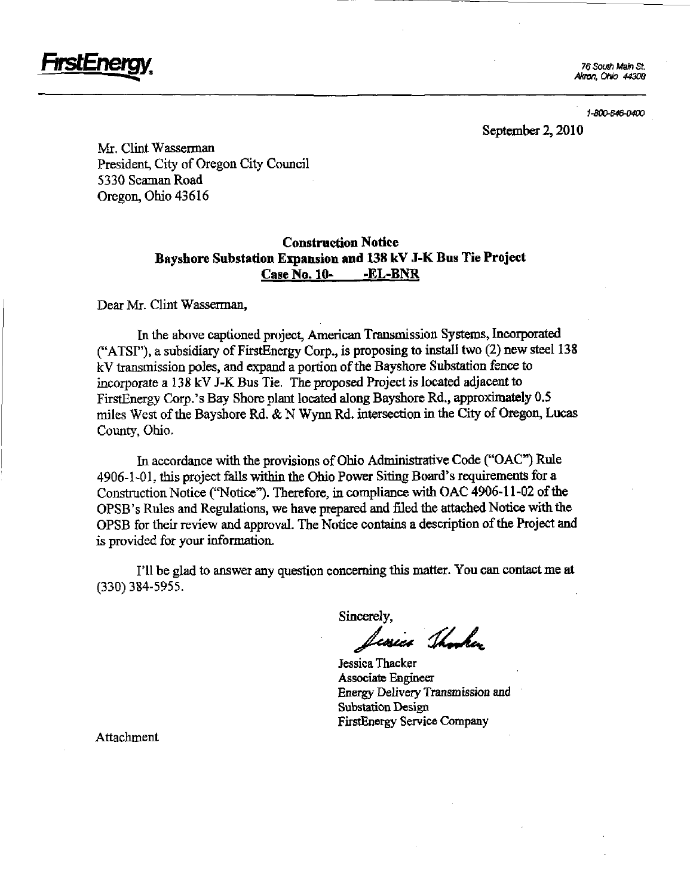**FirstEnergy**

76 South Main St.
Akron, Ohio 44308

1-800-646-0400

September 2, 2010

Mr. Clint Wasserman
President, City of Oregon City Council
5330 Seaman Road
Oregon, Ohio 43616

**Construction Notice**
**Bayshore Substation Expansion and 138 kV J-K Bus Tie Project**
**Case No. 10- -EL-BNR**

Dear Mr. Clint Wasserman,

In the above captioned project, American Transmission Systems, Incorporated ("ATSI"), a subsidiary of FirstEnergy Corp., is proposing to install two (2) new steel 138 kV transmission poles, and expand a portion of the Bayshore Substation fence to incorporate a 138 kV J-K Bus Tie. The proposed Project is located adjacent to FirstEnergy Corp.'s Bay Shore plant located along Bayshore Rd., approximately 0.5 miles West of the Bayshore Rd. & N Wynn Rd. intersection in the City of Oregon, Lucas County, Ohio.

In accordance with the provisions of Ohio Administrative Code ("OAC") Rule 4906-1-01, this project falls within the Ohio Power Siting Board's requirements for a Construction Notice ("Notice"). Therefore, in compliance with OAC 4906-11-02 of the OPSB's Rules and Regulations, we have prepared and filed the attached Notice with the OPSB for their review and approval. The Notice contains a description of the Project and is provided for your information.

I'll be glad to answer any question concerning this matter. You can contact me at (330) 384-5955.

Sincerely,

Jessica Thacker
Associate Engineer
Energy Delivery Transmission and Substation Design
FirstEnergy Service Company

Attachment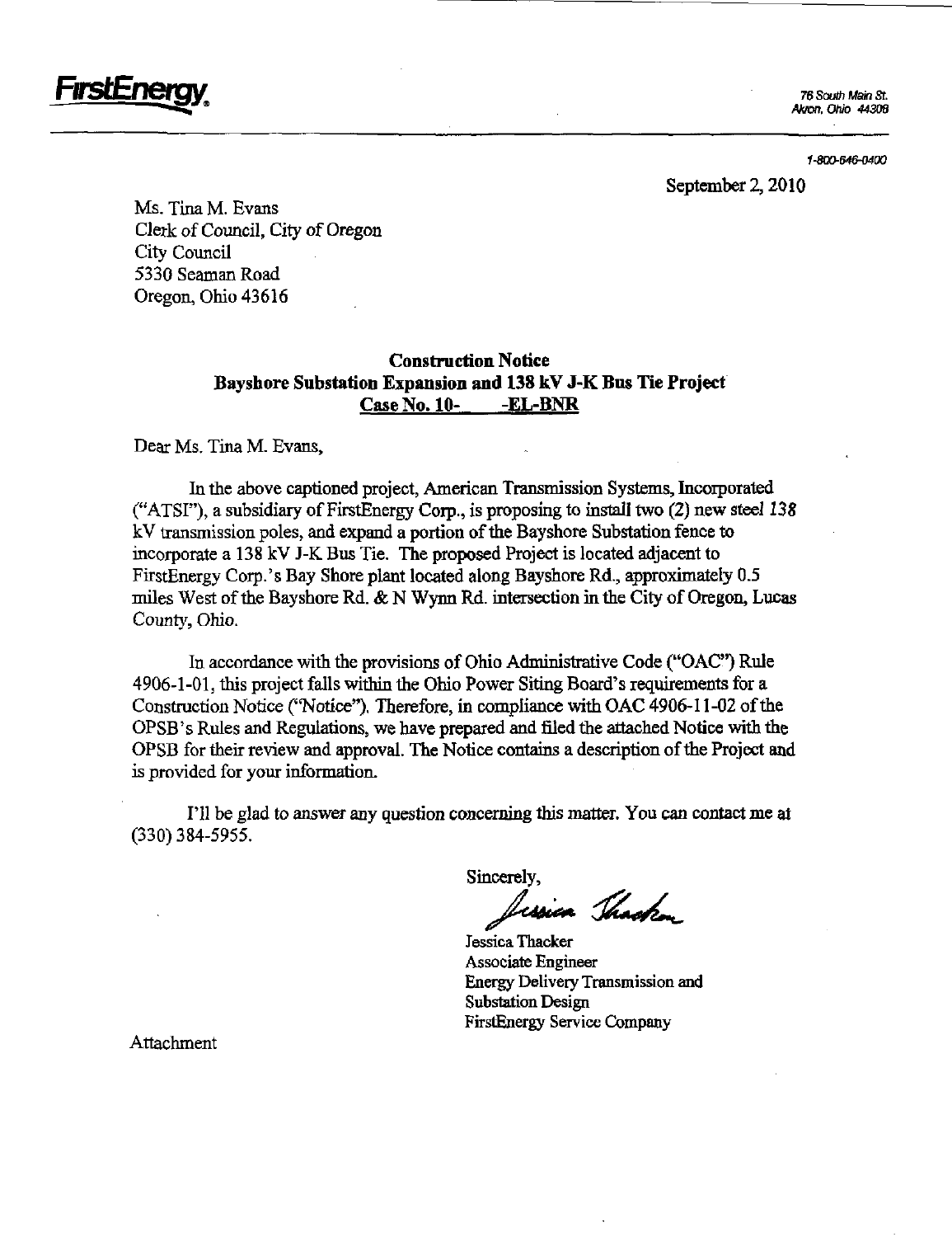**FirstEnergy**

76 South Main St.
Akron, Ohio 44308

1-800-646-0400

September 2, 2010

Ms. Tina M. Evans
Clerk of Council, City of Oregon
City Council
5330 Seaman Road
Oregon, Ohio 43616

**Construction Notice**
**Bayshore Substation Expansion and 138 kV J-K Bus Tie Project**
**Case No. 10-\_\_\_\_\_-EL-BNR**

Dear Ms. Tina M. Evans,

In the above captioned project, American Transmission Systems, Incorporated ("ATSI"), a subsidiary of FirstEnergy Corp., is proposing to install two (2) new steel 138 kV transmission poles, and expand a portion of the Bayshore Substation fence to incorporate a 138 kV J-K Bus Tie. The proposed Project is located adjacent to FirstEnergy Corp.'s Bay Shore plant located along Bayshore Rd., approximately 0.5 miles West of the Bayshore Rd. & N Wynn Rd. intersection in the City of Oregon, Lucas County, Ohio.

In accordance with the provisions of Ohio Administrative Code ("OAC") Rule 4906-1-01, this project falls within the Ohio Power Siting Board's requirements for a Construction Notice ("Notice"). Therefore, in compliance with OAC 4906-11-02 of the OPSB's Rules and Regulations, we have prepared and filed the attached Notice with the OPSB for their review and approval. The Notice contains a description of the Project and is provided for your information.

I'll be glad to answer any question concerning this matter. You can contact me at (330) 384-5955.

Sincerely,

Jessica Thacker
Associate Engineer
Energy Delivery Transmission and Substation Design
FirstEnergy Service Company

Attachment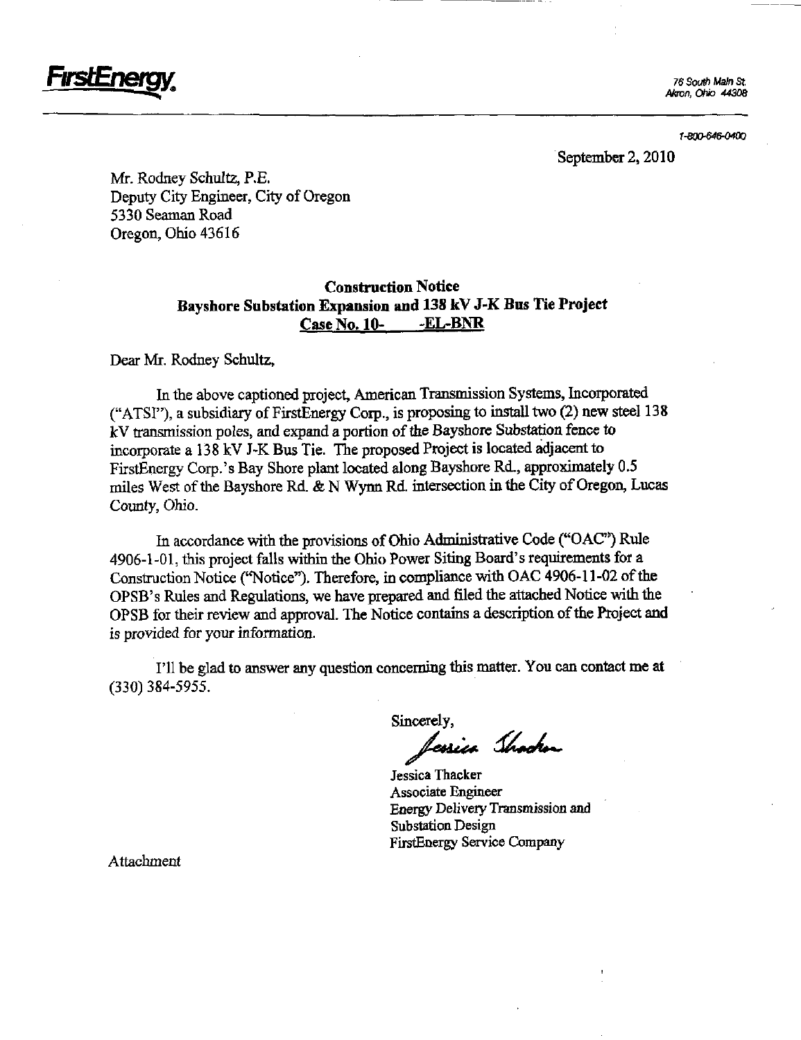**FirstEnergy**

76 South Main St.
Akron, Ohio 44308

1-800-646-0400

September 2, 2010

Mr. Rodney Schultz, P.E.
Deputy City Engineer, City of Oregon
5330 Seaman Road
Oregon, Ohio 43616

**Construction Notice**
**Bayshore Substation Expansion and 138 kV J-K Bus Tie Project**
**Case No. 10- -EL-BNR**

Dear Mr. Rodney Schultz,

In the above captioned project, American Transmission Systems, Incorporated ("ATSI"), a subsidiary of FirstEnergy Corp., is proposing to install two (2) new steel 138 kV transmission poles, and expand a portion of the Bayshore Substation fence to incorporate a 138 kV J-K Bus Tie. The proposed Project is located adjacent to FirstEnergy Corp.'s Bay Shore plant located along Bayshore Rd., approximately 0.5 miles West of the Bayshore Rd. & N Wynn Rd. intersection in the City of Oregon, Lucas County, Ohio.

In accordance with the provisions of Ohio Administrative Code ("OAC") Rule 4906-1-01, this project falls within the Ohio Power Siting Board's requirements for a Construction Notice ("Notice"). Therefore, in compliance with OAC 4906-11-02 of the OPSB's Rules and Regulations, we have prepared and filed the attached Notice with the OPSB for their review and approval. The Notice contains a description of the Project and is provided for your information.

I'll be glad to answer any question concerning this matter. You can contact me at (330) 384-5955.

Sincerely,

Jessica Thacker

Jessica Thacker
Associate Engineer
Energy Delivery Transmission and Substation Design
FirstEnergy Service Company

Attachment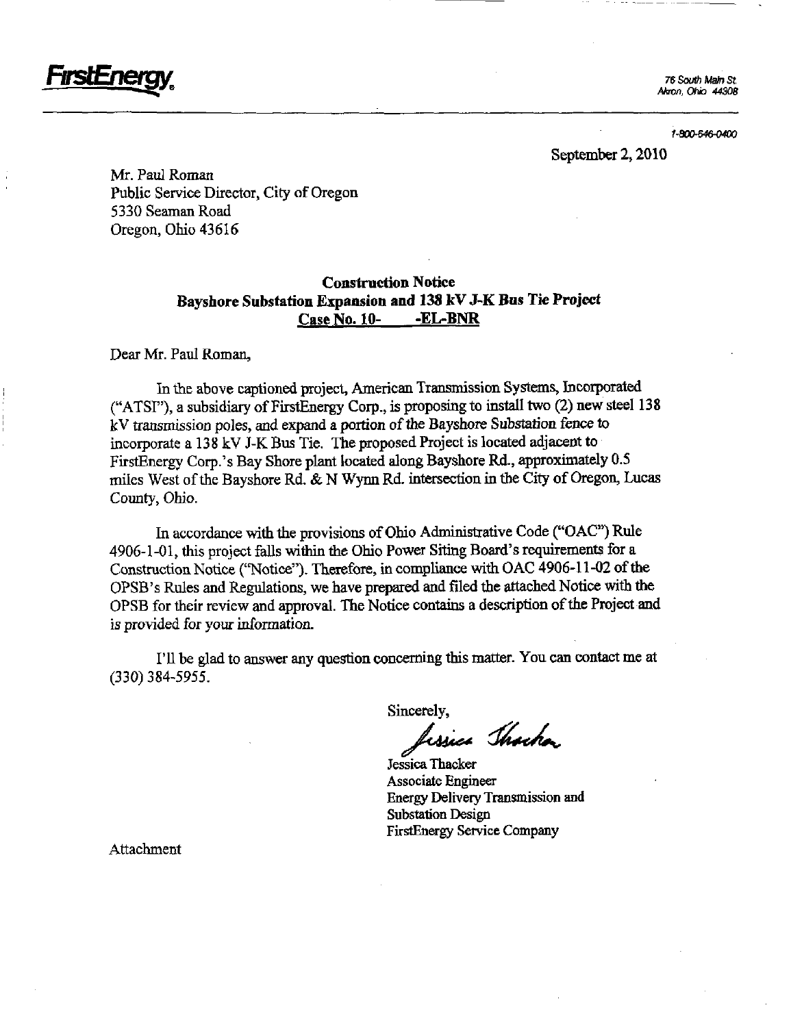**FirstEnergy**

76 South Main St.
Akron, Ohio 44308

1-800-646-0400

September 2, 2010

Mr. Paul Roman
Public Service Director, City of Oregon
5330 Seaman Road
Oregon, Ohio 43616

**Construction Notice**
**Bayshore Substation Expansion and 138 kV J-K Bus Tie Project**
**Case No. 10-        -EL-BNR**

Dear Mr. Paul Roman,

In the above captioned project, American Transmission Systems, Incorporated ("ATSI"), a subsidiary of FirstEnergy Corp., is proposing to install two (2) new steel 138 kV transmission poles, and expand a portion of the Bayshore Substation fence to incorporate a 138 kV J-K Bus Tie. The proposed Project is located adjacent to FirstEnergy Corp.'s Bay Shore plant located along Bayshore Rd., approximately 0.5 miles West of the Bayshore Rd. & N Wynn Rd. intersection in the City of Oregon, Lucas County, Ohio.

In accordance with the provisions of Ohio Administrative Code ("OAC") Rule 4906-1-01, this project falls within the Ohio Power Siting Board's requirements for a Construction Notice ("Notice"). Therefore, in compliance with OAC 4906-11-02 of the OPSB's Rules and Regulations, we have prepared and filed the attached Notice with the OPSB for their review and approval. The Notice contains a description of the Project and is provided for your information.

I'll be glad to answer any question concerning this matter. You can contact me at (330) 384-5955.

Sincerely,

Jessica Thacker
Jessica Thacker
Associate Engineer
Energy Delivery Transmission and Substation Design
FirstEnergy Service Company

Attachment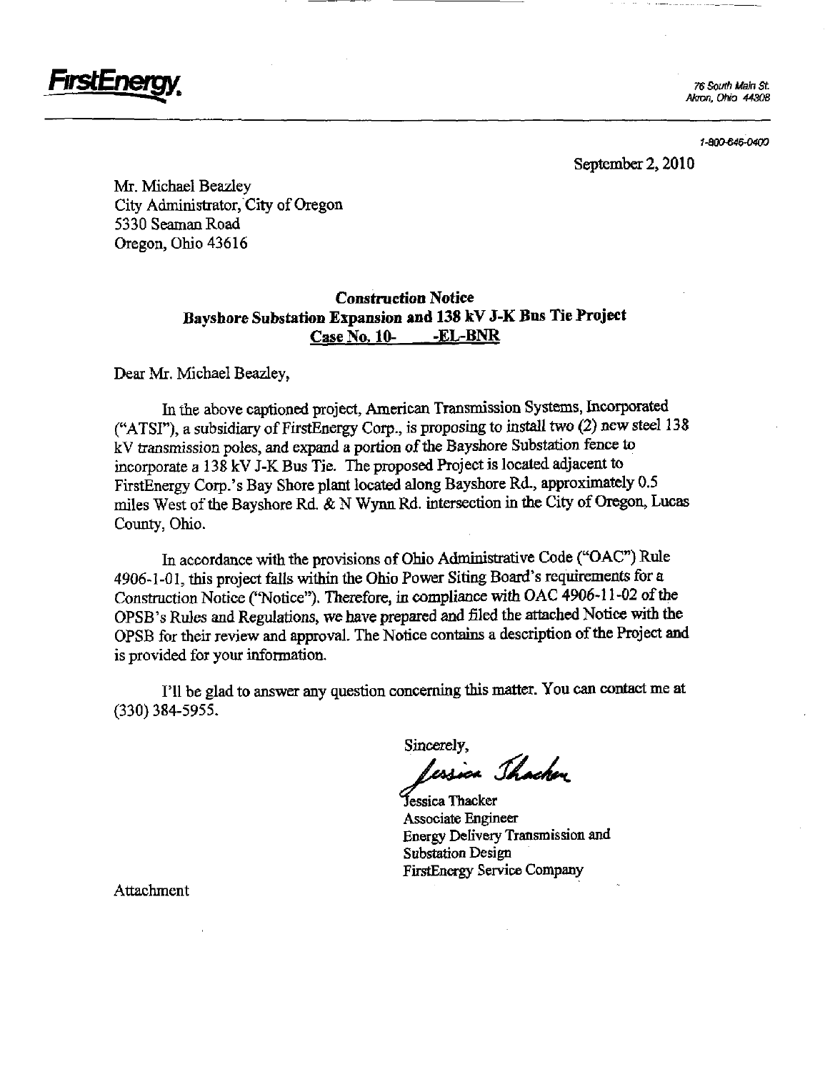**FirstEnergy**

76 South Main St.
Akron, Ohio 44308

1-800-646-0400

September 2, 2010

Mr. Michael Beazley
City Administrator, City of Oregon
5330 Seaman Road
Oregon, Ohio 43616

**Construction Notice**
**Bayshore Substation Expansion and 138 kV J-K Bus Tie Project**
**Case No. 10- -EL-BNR**

Dear Mr. Michael Beazley,

In the above captioned project, American Transmission Systems, Incorporated ("ATSI"), a subsidiary of FirstEnergy Corp., is proposing to install two (2) new steel 138 kV transmission poles, and expand a portion of the Bayshore Substation fence to incorporate a 138 kV J-K Bus Tie. The proposed Project is located adjacent to FirstEnergy Corp.'s Bay Shore plant located along Bayshore Rd., approximately 0.5 miles West of the Bayshore Rd. & N Wynn Rd. intersection in the City of Oregon, Lucas County, Ohio.

In accordance with the provisions of Ohio Administrative Code ("OAC") Rule 4906-1-01, this project falls within the Ohio Power Siting Board's requirements for a Construction Notice ("Notice"). Therefore, in compliance with OAC 4906-11-02 of the OPSB's Rules and Regulations, we have prepared and filed the attached Notice with the OPSB for their review and approval. The Notice contains a description of the Project and is provided for your information.

I'll be glad to answer any question concerning this matter. You can contact me at (330) 384-5955.

Sincerely,

Jessica Thacker

Jessica Thacker
Associate Engineer
Energy Delivery Transmission and Substation Design
FirstEnergy Service Company

Attachment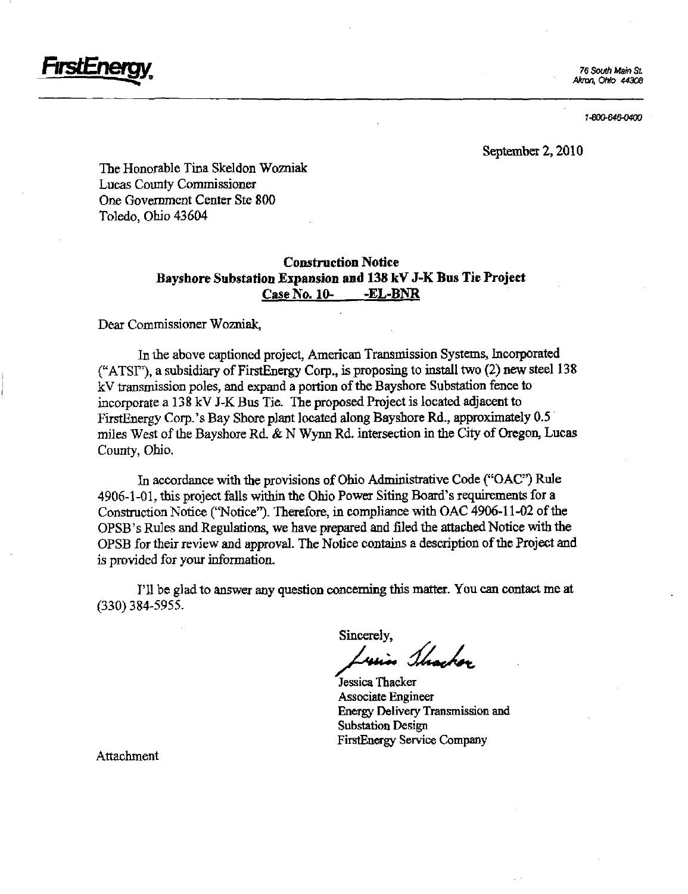**FirstEnergy**

76 South Main St.
Akron, Ohio 44308

1-800-646-0400

September 2, 2010

The Honorable Tina Skeldon Wozniak
Lucas County Commissioner
One Government Center Ste 800
Toledo, Ohio 43604

**Construction Notice**
**Bayshore Substation Expansion and 138 kV J-K Bus Tie Project**
**Case No. 10- -EL-BNR**

Dear Commissioner Wozniak,

In the above captioned project, American Transmission Systems, Incorporated ("ATSI"), a subsidiary of FirstEnergy Corp., is proposing to install two (2) new steel 138 kV transmission poles, and expand a portion of the Bayshore Substation fence to incorporate a 138 kV J-K Bus Tie. The proposed Project is located adjacent to FirstEnergy Corp.'s Bay Shore plant located along Bayshore Rd., approximately 0.5 miles West of the Bayshore Rd. & N Wynn Rd. intersection in the City of Oregon, Lucas County, Ohio.

In accordance with the provisions of Ohio Administrative Code ("OAC") Rule 4906-1-01, this project falls within the Ohio Power Siting Board's requirements for a Construction Notice ("Notice"). Therefore, in compliance with OAC 4906-11-02 of the OPSB's Rules and Regulations, we have prepared and filed the attached Notice with the OPSB for their review and approval. The Notice contains a description of the Project and is provided for your information.

I'll be glad to answer any question concerning this matter. You can contact me at (330) 384-5955.

Sincerely,

Jessica Thacker
Associate Engineer
Energy Delivery Transmission and Substation Design
FirstEnergy Service Company

Attachment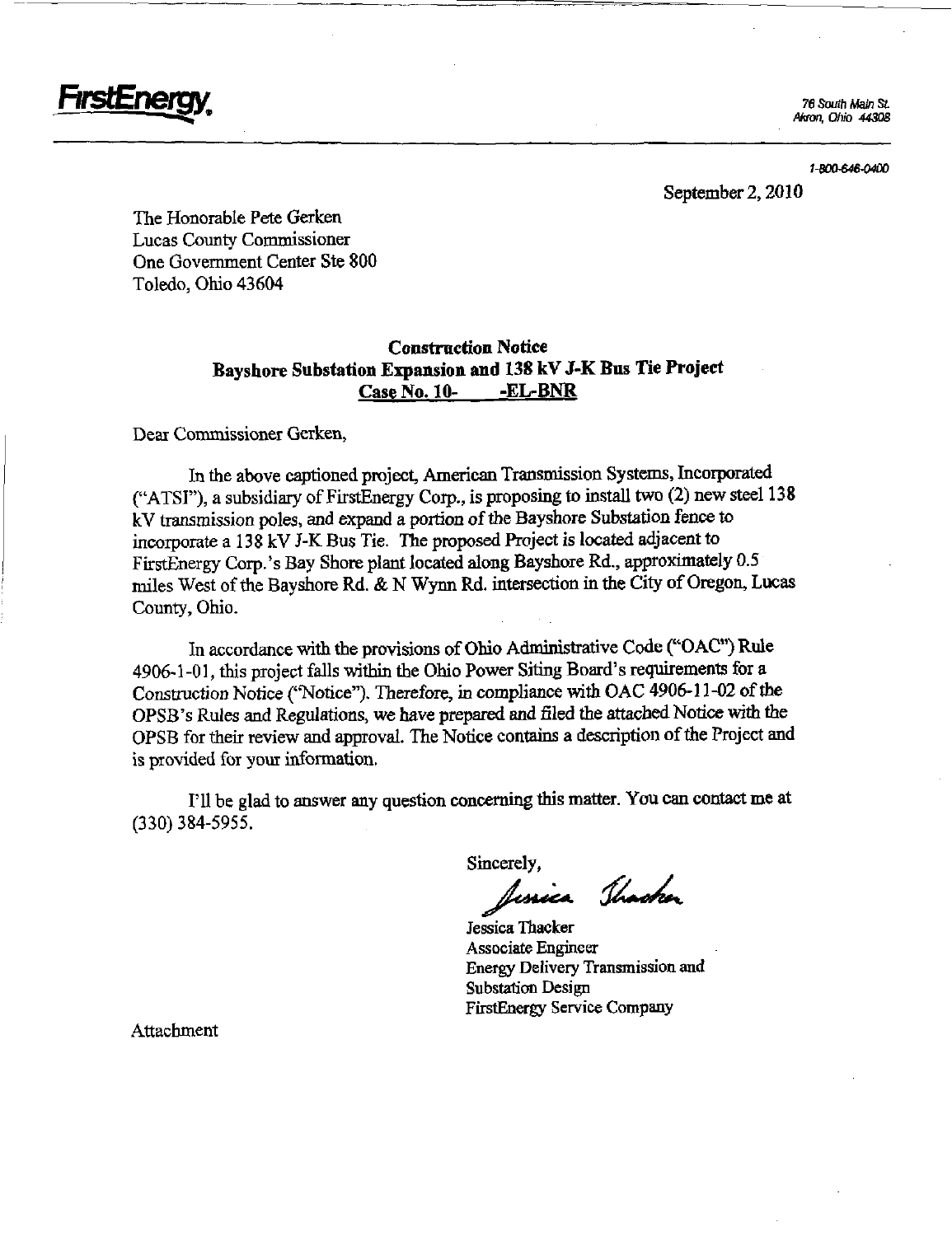**FirstEnergy**

76 South Main St.
Akron, Ohio 44308

1-800-646-0400

September 2, 2010

The Honorable Pete Gerken
Lucas County Commissioner
One Government Center Ste 800
Toledo, Ohio 43604

**Construction Notice**
**Bayshore Substation Expansion and 138 kV J-K Bus Tie Project**
**Case No. 10- -EL-BNR**

Dear Commissioner Gerken,

In the above captioned project, American Transmission Systems, Incorporated ("ATSI"), a subsidiary of FirstEnergy Corp., is proposing to install two (2) new steel 138 kV transmission poles, and expand a portion of the Bayshore Substation fence to incorporate a 138 kV J-K Bus Tie. The proposed Project is located adjacent to FirstEnergy Corp.'s Bay Shore plant located along Bayshore Rd., approximately 0.5 miles West of the Bayshore Rd. & N Wynn Rd. intersection in the City of Oregon, Lucas County, Ohio.

In accordance with the provisions of Ohio Administrative Code ("OAC") Rule 4906-1-01, this project falls within the Ohio Power Siting Board's requirements for a Construction Notice ("Notice"). Therefore, in compliance with OAC 4906-11-02 of the OPSB's Rules and Regulations, we have prepared and filed the attached Notice with the OPSB for their review and approval. The Notice contains a description of the Project and is provided for your information.

I'll be glad to answer any question concerning this matter. You can contact me at (330) 384-5955.

Sincerely,

Jessica Thacker

Jessica Thacker
Associate Engineer
Energy Delivery Transmission and Substation Design
FirstEnergy Service Company

Attachment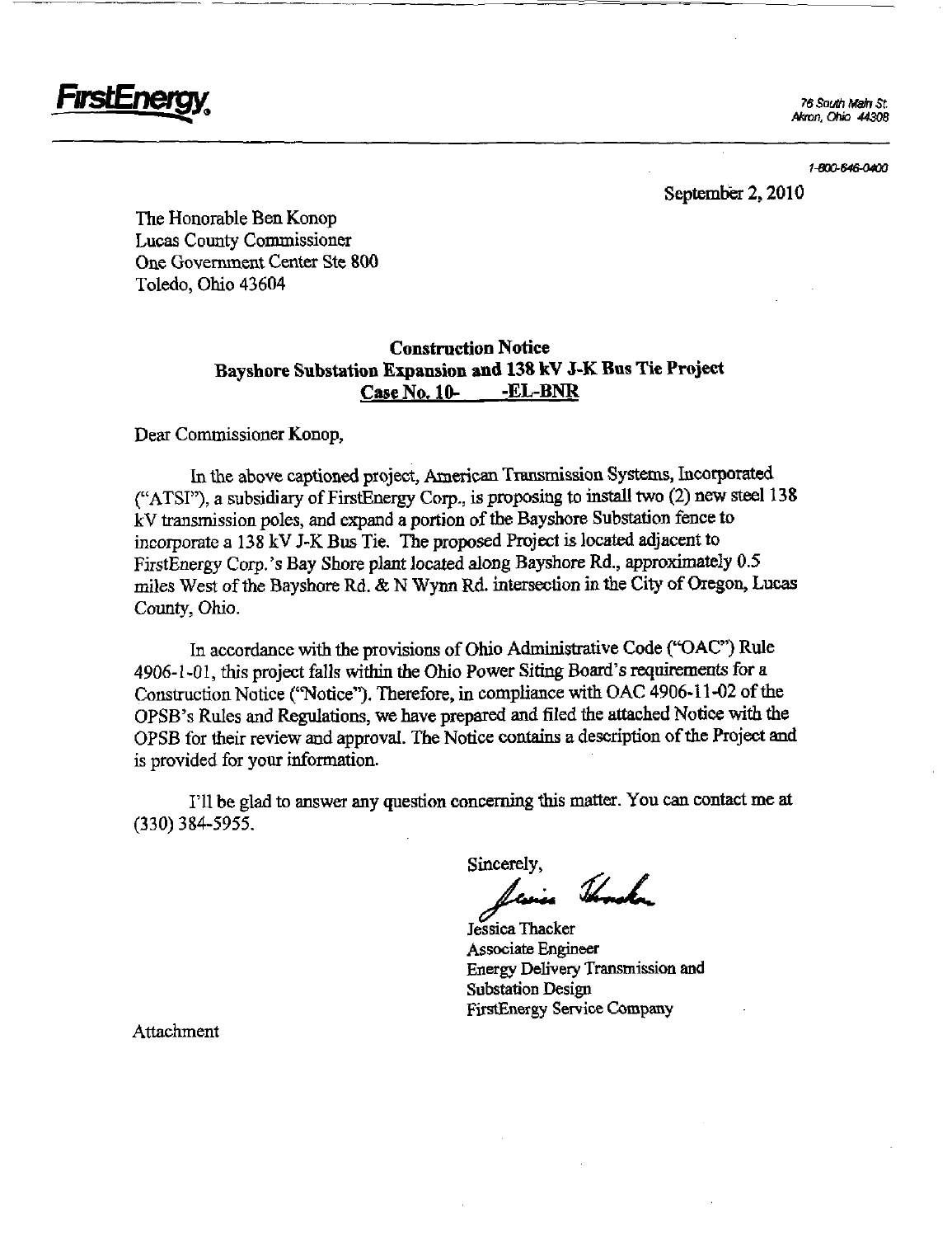**FirstEnergy.**

76 South Main St.
Akron, Ohio 44308

1-800-646-0400

September 2, 2010

The Honorable Ben Konop
Lucas County Commissioner
One Government Center Ste 800
Toledo, Ohio 43604

**Construction Notice**
**Bayshore Substation Expansion and 138 kV J-K Bus Tie Project**
**Case No. 10-     -EL-BNR**

Dear Commissioner Konop,

In the above captioned project, American Transmission Systems, Incorporated ("ATSI"), a subsidiary of FirstEnergy Corp., is proposing to install two (2) new steel 138 kV transmission poles, and expand a portion of the Bayshore Substation fence to incorporate a 138 kV J-K Bus Tie. The proposed Project is located adjacent to FirstEnergy Corp.'s Bay Shore plant located along Bayshore Rd., approximately 0.5 miles West of the Bayshore Rd. & N Wynn Rd. intersection in the City of Oregon, Lucas County, Ohio.

In accordance with the provisions of Ohio Administrative Code ("OAC") Rule 4906-1-01, this project falls within the Ohio Power Siting Board's requirements for a Construction Notice ("Notice"). Therefore, in compliance with OAC 4906-11-02 of the OPSB's Rules and Regulations, we have prepared and filed the attached Notice with the OPSB for their review and approval. The Notice contains a description of the Project and is provided for your information.

I'll be glad to answer any question concerning this matter. You can contact me at (330) 384-5955.

Sincerely,

Jessica Thacker
Associate Engineer
Energy Delivery Transmission and Substation Design
FirstEnergy Service Company

Attachment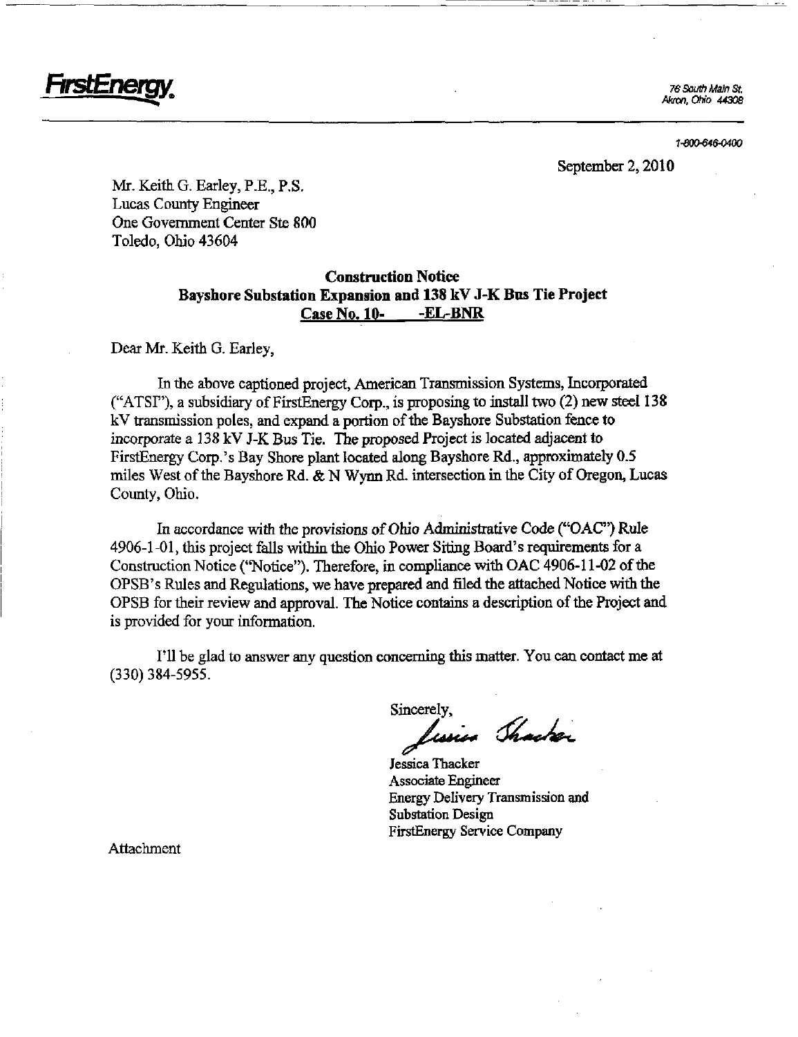**FirstEnergy**

76 South Main St.
Akron, Ohio 44308

1-800-646-0400

September 2, 2010

Mr. Keith G. Earley, P.E., P.S.
Lucas County Engineer
One Government Center Ste 800
Toledo, Ohio 43604

**Construction Notice**
**Bayshore Substation Expansion and 138 kV J-K Bus Tie Project**
**Case No. 10-    -EL-BNR**

Dear Mr. Keith G. Earley,

In the above captioned project, American Transmission Systems, Incorporated ("ATSI"), a subsidiary of FirstEnergy Corp., is proposing to install two (2) new steel 138 kV transmission poles, and expand a portion of the Bayshore Substation fence to incorporate a 138 kV J-K Bus Tie. The proposed Project is located adjacent to FirstEnergy Corp.'s Bay Shore plant located along Bayshore Rd., approximately 0.5 miles West of the Bayshore Rd. & N Wynn Rd. intersection in the City of Oregon, Lucas County, Ohio.

In accordance with the provisions of Ohio Administrative Code ("OAC") Rule 4906-1-01, this project falls within the Ohio Power Siting Board's requirements for a Construction Notice ("Notice"). Therefore, in compliance with OAC 4906-11-02 of the OPSB's Rules and Regulations, we have prepared and filed the attached Notice with the OPSB for their review and approval. The Notice contains a description of the Project and is provided for your information.

I'll be glad to answer any question concerning this matter. You can contact me at (330) 384-5955.

Sincerely,

Jessica Thacker
Associate Engineer
Energy Delivery Transmission and Substation Design
FirstEnergy Service Company

Attachment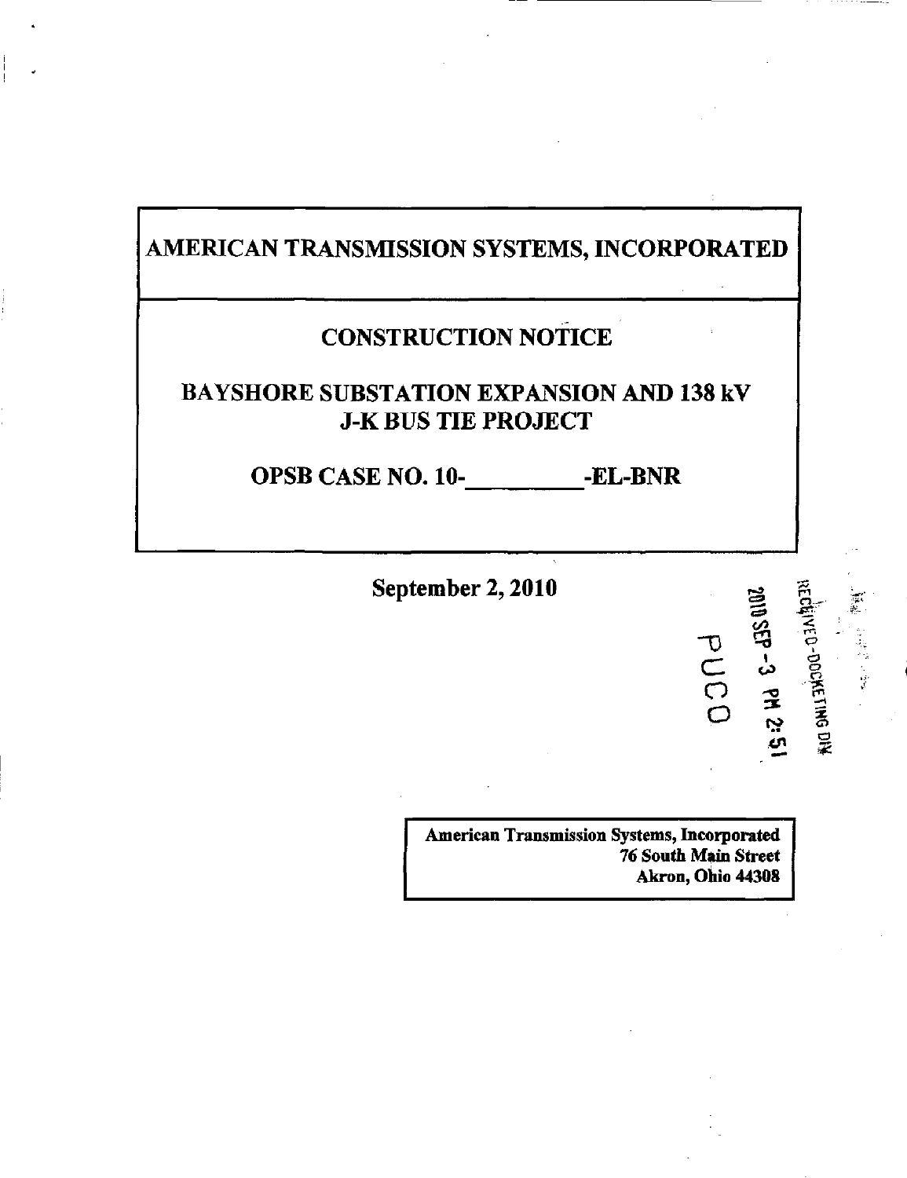# AMERICAN TRANSMISSION SYSTEMS, INCORPORATED

## CONSTRUCTION NOTICE

## BAYSHORE SUBSTATION EXPANSION AND 138 kV J-K BUS TIE PROJECT

## OPSB CASE NO. 10-\_\_\_\_\_\_\_\_\_\_-EL-BNR

**September 2, 2010**

RECEIVED-DOCKETING DIV
2010 SEP -3 PM 2:51
PUCO

**American Transmission Systems, Incorporated**
**76 South Main Street**
**Akron, Ohio 44308**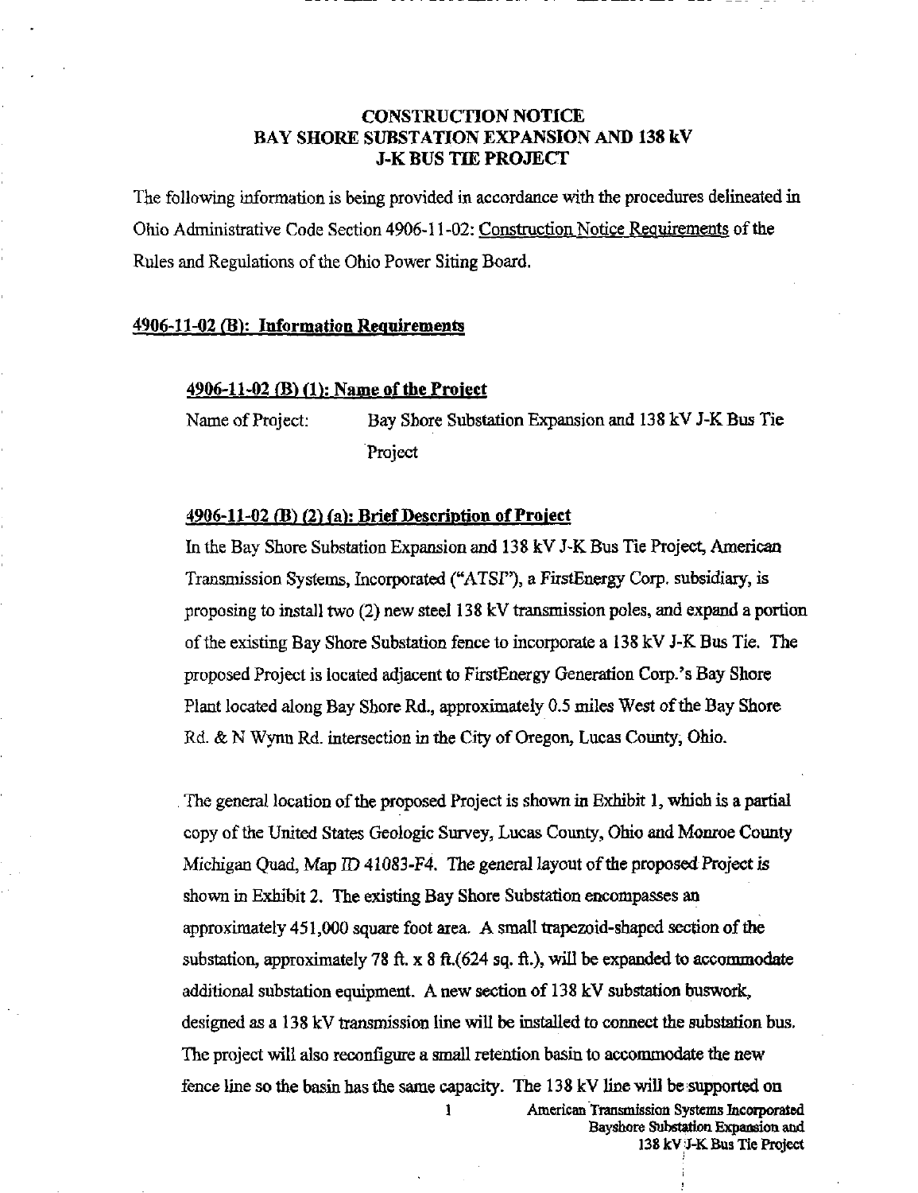# CONSTRUCTION NOTICE
# BAY SHORE SUBSTATION EXPANSION AND 138 kV J-K BUS TIE PROJECT

The following information is being provided in accordance with the procedures delineated in Ohio Administrative Code Section 4906-11-02: Construction Notice Requirements of the Rules and Regulations of the Ohio Power Siting Board.

## 4906-11-02 (B): Information Requirements

### 4906-11-02 (B) (1): Name of the Project

Name of Project: Bay Shore Substation Expansion and 138 kV J-K Bus Tie Project

### 4906-11-02 (B) (2) (a): Brief Description of Project

In the Bay Shore Substation Expansion and 138 kV J-K Bus Tie Project, American Transmission Systems, Incorporated ("ATSI"), a FirstEnergy Corp. subsidiary, is proposing to install two (2) new steel 138 kV transmission poles, and expand a portion of the existing Bay Shore Substation fence to incorporate a 138 kV J-K Bus Tie. The proposed Project is located adjacent to FirstEnergy Generation Corp.'s Bay Shore Plant located along Bay Shore Rd., approximately 0.5 miles West of the Bay Shore Rd. & N Wynn Rd. intersection in the City of Oregon, Lucas County, Ohio.

The general location of the proposed Project is shown in Exhibit 1, which is a partial copy of the United States Geologic Survey, Lucas County, Ohio and Monroe County Michigan Quad, Map ID 41083-F4. The general layout of the proposed Project is shown in Exhibit 2. The existing Bay Shore Substation encompasses an approximately 451,000 square foot area. A small trapezoid-shaped section of the substation, approximately 78 ft. x 8 ft.(624 sq. ft.), will be expanded to accommodate additional substation equipment. A new section of 138 kV substation buswork, designed as a 138 kV transmission line will be installed to connect the substation bus. The project will also reconfigure a small retention basin to accommodate the new fence line so the basin has the same capacity. The 138 kV line will be supported on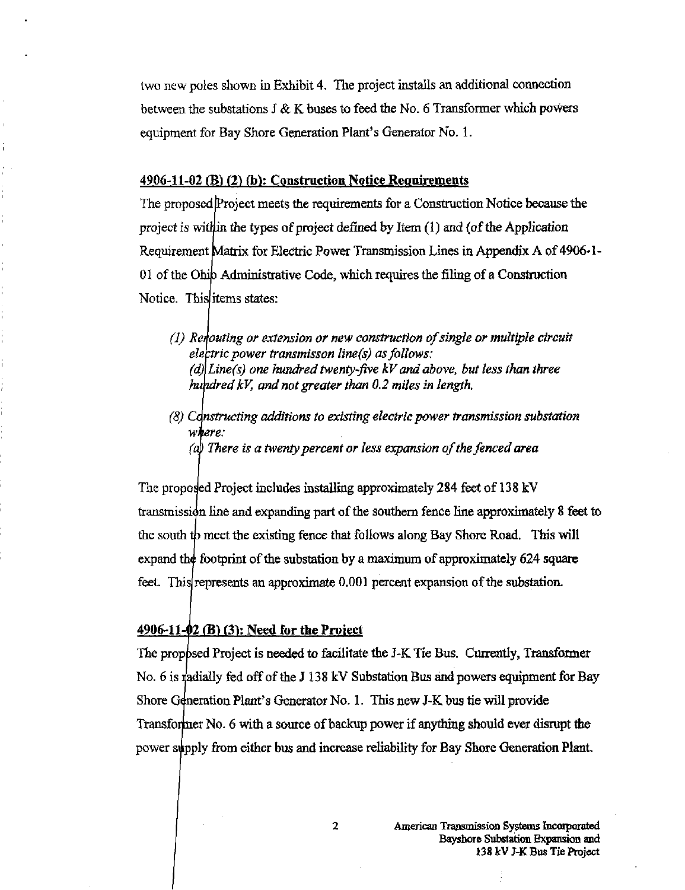two new poles shown in Exhibit 4. The project installs an additional connection between the substations J & K buses to feed the No. 6 Transformer which powers equipment for Bay Shore Generation Plant's Generator No. 1.

## 4906-11-02 (B) (2) (b): Construction Notice Requirements

The proposed Project meets the requirements for a Construction Notice because the project is within the types of project defined by Item (1) and (of the Application Requirement Matrix for Electric Power Transmission Lines in Appendix A of 4906-1-01 of the Ohio Administrative Code, which requires the filing of a Construction Notice. This items states:

*(1) Rerouting or extension or new construction of single or multiple circuit electric power transmisson line(s) as follows:*
*(d) Line(s) one hundred twenty-five kV and above, but less than three hundred kV, and not greater than 0.2 miles in length.*

*(8) Constructing additions to existing electric power transmission substation where:*
*(a) There is a twenty percent or less expansion of the fenced area*

The proposed Project includes installing approximately 284 feet of 138 kV transmission line and expanding part of the southern fence line approximately 8 feet to the south to meet the existing fence that follows along Bay Shore Road. This will expand the footprint of the substation by a maximum of approximately 624 square feet. This represents an approximate 0.001 percent expansion of the substation.

## 4906-11-02 (B) (3): Need for the Project

The proposed Project is needed to facilitate the J-K Tie Bus. Currently, Transformer No. 6 is radially fed off of the J 138 kV Substation Bus and powers equipment for Bay Shore Generation Plant's Generator No. 1. This new J-K bus tie will provide Transformer No. 6 with a source of backup power if anything should ever disrupt the power supply from either bus and increase reliability for Bay Shore Generation Plant.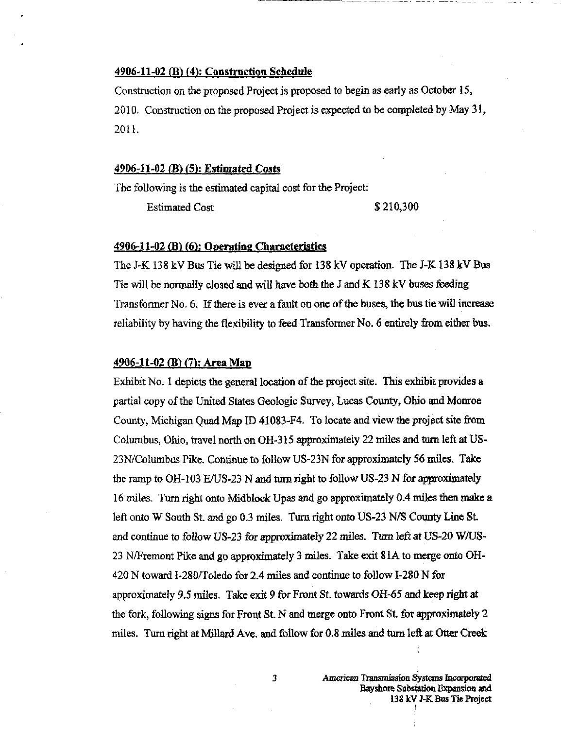**4906-11-02 (B) (4): Construction Schedule**

Construction on the proposed Project is proposed to begin as early as October 15, 2010. Construction on the proposed Project is expected to be completed by May 31, 2011.

**4906-11-02 (B) (5): Estimated Costs**

The following is the estimated capital cost for the Project:

Estimated Cost $ 210,300

**4906-11-02 (B) (6): Operating Characteristics**

The J-K 138 kV Bus Tie will be designed for 138 kV operation. The J-K 138 kV Bus Tie will be normally closed and will have both the J and K 138 kV buses feeding Transformer No. 6. If there is ever a fault on one of the buses, the bus tie will increase reliability by having the flexibility to feed Transformer No. 6 entirely from either bus.

**4906-11-02 (B) (7): Area Map**

Exhibit No. 1 depicts the general location of the project site. This exhibit provides a partial copy of the United States Geologic Survey, Lucas County, Ohio and Monroe County, Michigan Quad Map ID 41083-F4. To locate and view the project site from Columbus, Ohio, travel north on OH-315 approximately 22 miles and turn left at US-23N/Columbus Pike. Continue to follow US-23N for approximately 56 miles. Take the ramp to OH-103 E/US-23 N and turn right to follow US-23 N for approximately 16 miles. Turn right onto Midblock Upas and go approximately 0.4 miles then make a left onto W South St. and go 0.3 miles. Turn right onto US-23 N/S County Line St. and continue to follow US-23 for approximately 22 miles. Turn left at US-20 W/US-23 N/Fremont Pike and go approximately 3 miles. Take exit 81A to merge onto OH-420 N toward I-280/Toledo for 2.4 miles and continue to follow I-280 N for approximately 9.5 miles. Take exit 9 for Front St. towards OH-65 and keep right at the fork, following signs for Front St. N and merge onto Front St. for approximately 2 miles. Turn right at Millard Ave. and follow for 0.8 miles and turn left at Otter Creek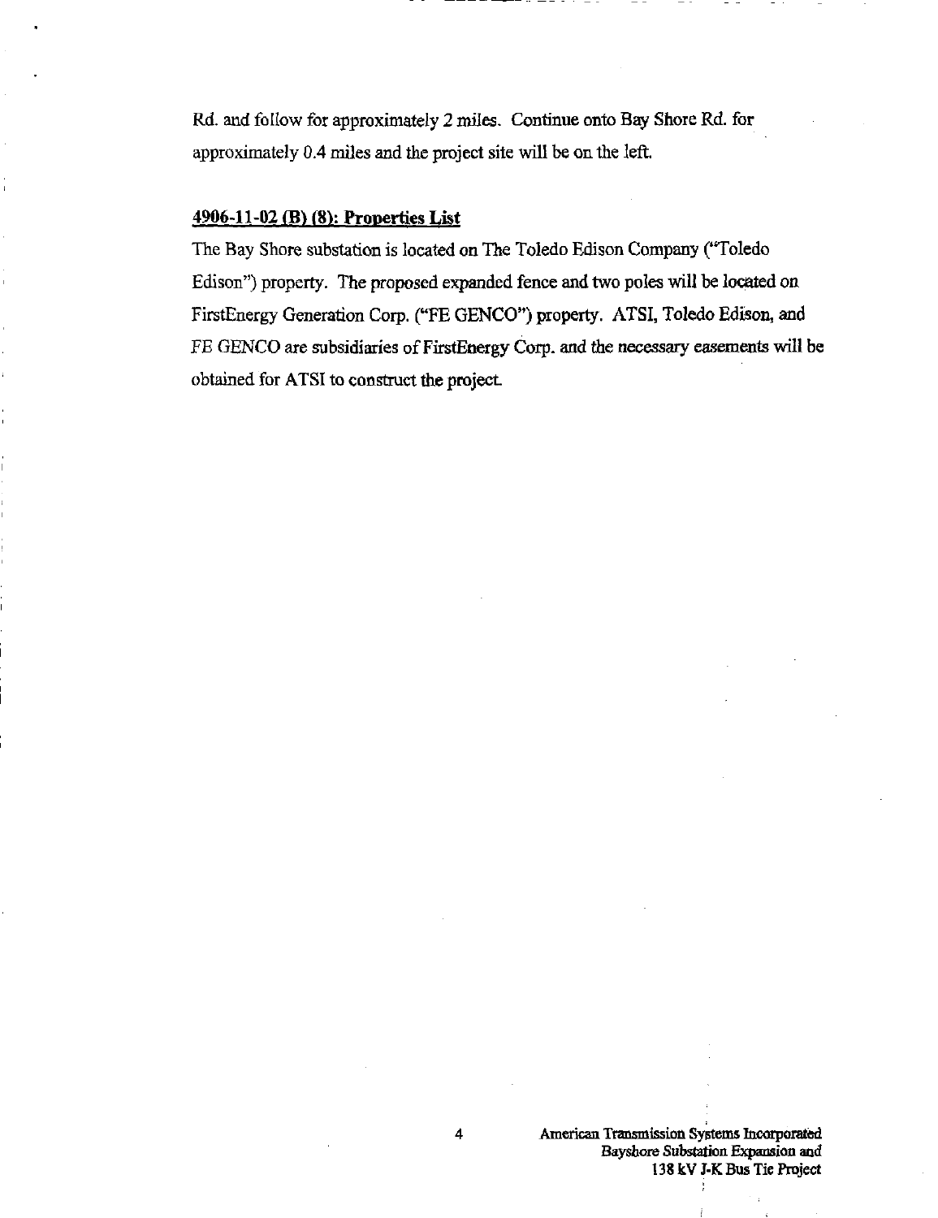Rd. and follow for approximately 2 miles. Continue onto Bay Shore Rd. for approximately 0.4 miles and the project site will be on the left.

**4906-11-02 (B) (8): Properties List**

The Bay Shore substation is located on The Toledo Edison Company ("Toledo Edison") property. The proposed expanded fence and two poles will be located on FirstEnergy Generation Corp. ("FE GENCO") property. ATSI, Toledo Edison, and FE GENCO are subsidiaries of FirstEnergy Corp. and the necessary easements will be obtained for ATSI to construct the project.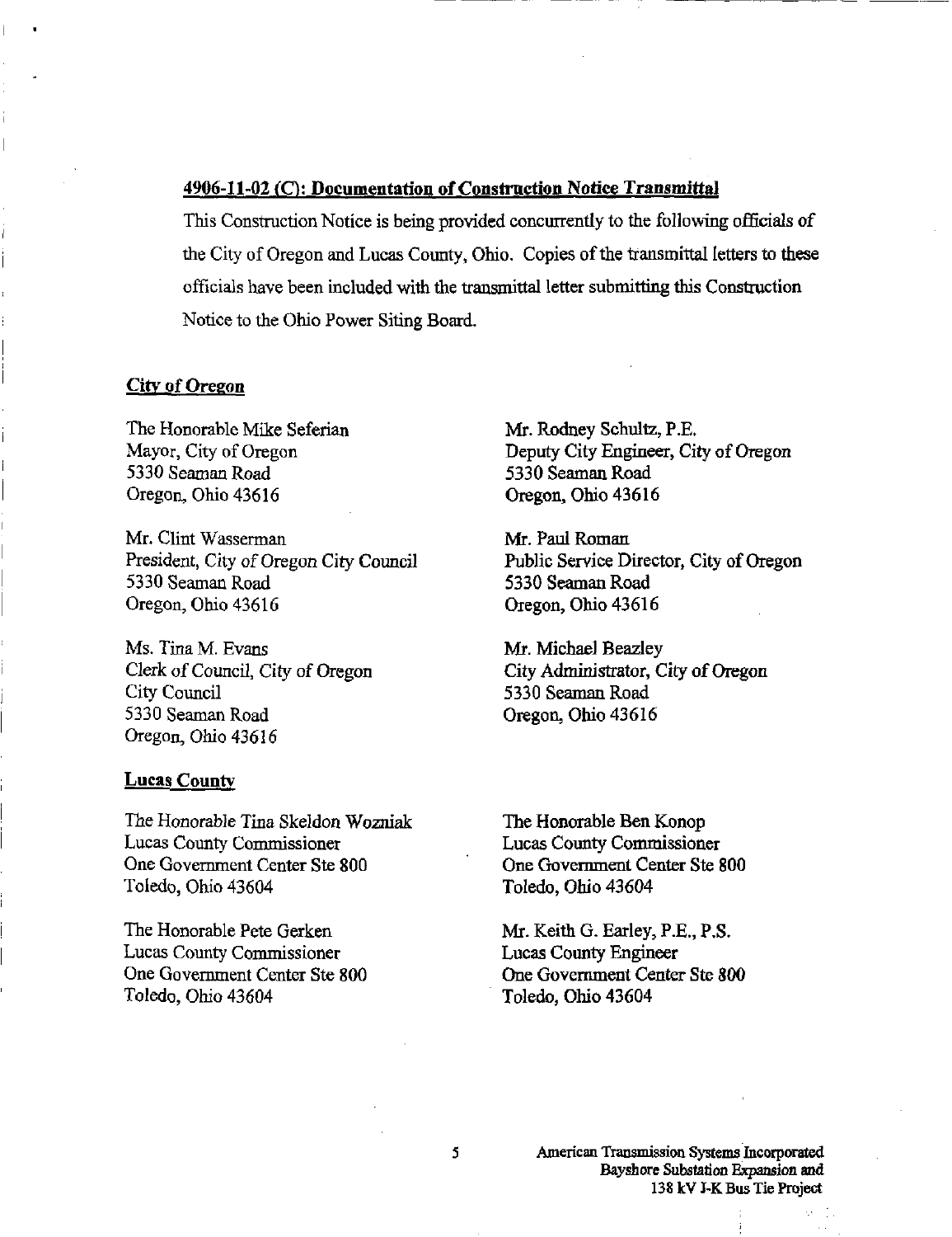## 4906-11-02 (C): Documentation of Construction Notice Transmittal

This Construction Notice is being provided concurrently to the following officials of the City of Oregon and Lucas County, Ohio. Copies of the transmittal letters to these officials have been included with the transmittal letter submitting this Construction Notice to the Ohio Power Siting Board.

### City of Oregon

The Honorable Mike Seferian
Mayor, City of Oregon
5330 Seaman Road
Oregon, Ohio 43616

Mr. Clint Wasserman
President, City of Oregon City Council
5330 Seaman Road
Oregon, Ohio 43616

Ms. Tina M. Evans
Clerk of Council, City of Oregon
City Council
5330 Seaman Road
Oregon, Ohio 43616

Mr. Rodney Schultz, P.E.
Deputy City Engineer, City of Oregon
5330 Seaman Road
Oregon, Ohio 43616

Mr. Paul Roman
Public Service Director, City of Oregon
5330 Seaman Road
Oregon, Ohio 43616

Mr. Michael Beazley
City Administrator, City of Oregon
5330 Seaman Road
Oregon, Ohio 43616

### Lucas County

The Honorable Tina Skeldon Wozniak
Lucas County Commissioner
One Government Center Ste 800
Toledo, Ohio 43604

The Honorable Pete Gerken
Lucas County Commissioner
One Government Center Ste 800
Toledo, Ohio 43604

The Honorable Ben Konop
Lucas County Commissioner
One Government Center Ste 800
Toledo, Ohio 43604

Mr. Keith G. Earley, P.E., P.S.
Lucas County Engineer
One Government Center Ste 800
Toledo, Ohio 43604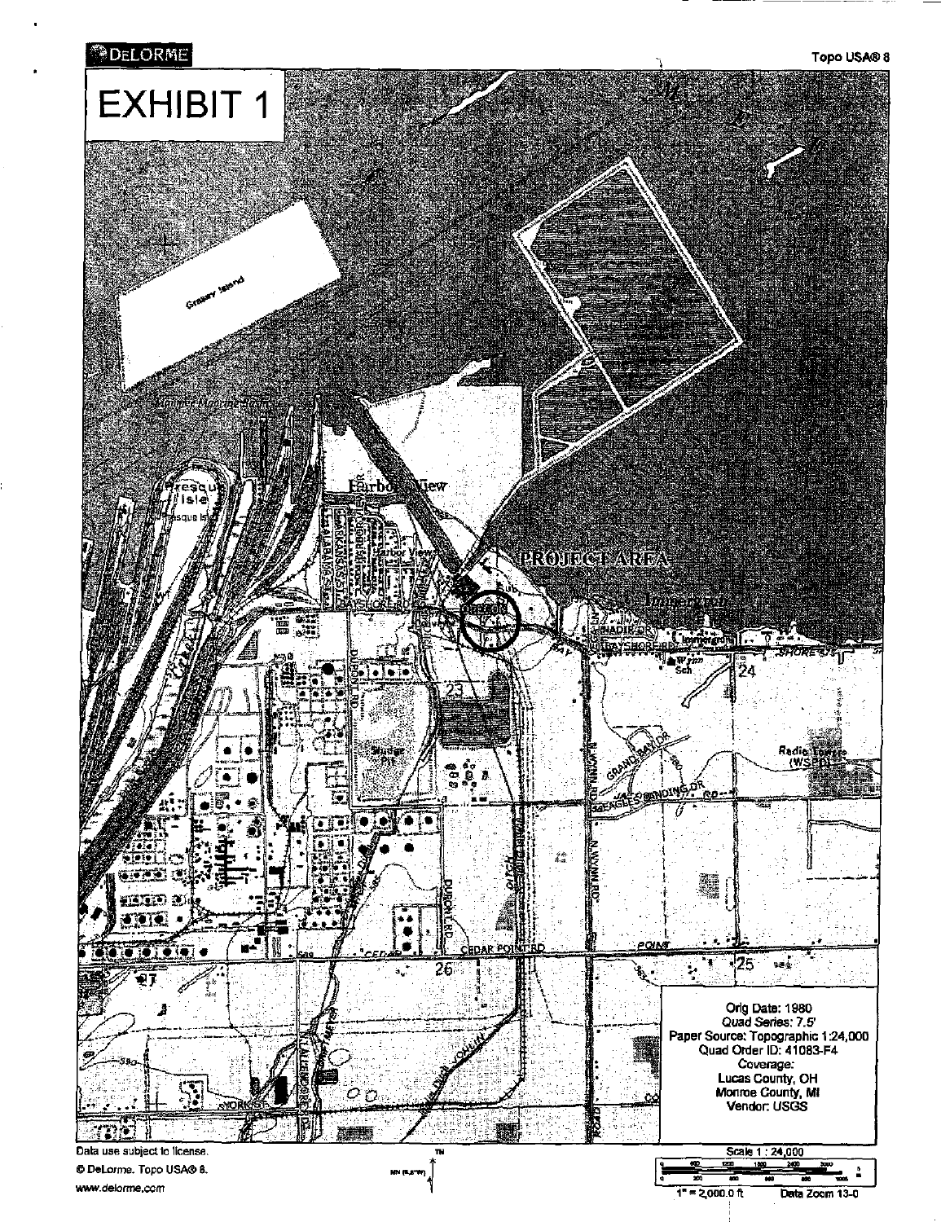DeLORME

Topo USA® 8

# EXHIBIT 1

PROJECT AREA

Orig Date: 1980
*Quad Series: 7.5'*
Paper Source: Topographic 1:24,000
Quad Order ID: 41083-F4
*Coverage:*
Lucas County, OH
Monroe County, MI
Vendor: USGS

Data use subject to license.

© DeLorme. Topo USA® 8.

www.delorme.com

Scale 1 : 24,000

1" = 2,000.0 ft

Data Zoom 13-0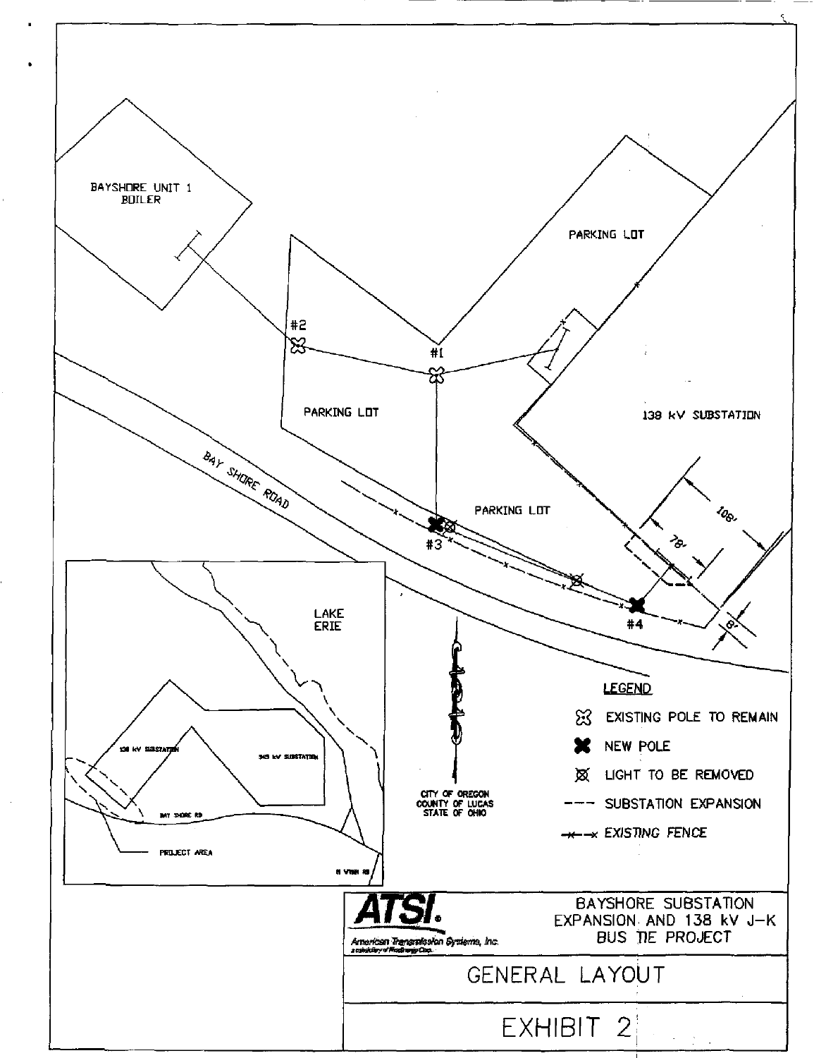BAYSHORE UNIT 1 BOILER

PARKING LOT

#2

#1

PARKING LOT

138 kV SUBSTATION

BAY SHORE ROAD

PARKING LOT

#3

108'

78'

#4

8'

LAKE ERIE

138 kV SUBSTATION

345 kV SUBSTATION

BAY SHORE RD

PROJECT AREA

CITY OF OREGON
COUNTY OF LUCAS
STATE OF OHIO

**LEGEND**

- EXISTING POLE TO REMAIN
- NEW POLE
- LIGHT TO BE REMOVED
- SUBSTATION EXPANSION
- *EXISTING FENCE*

**ATSI.**
*American Transmission Systems, Inc.*

BAYSHORE SUBSTATION EXPANSION AND 138 kV J-K BUS TIE PROJECT

GENERAL LAYOUT

EXHIBIT 2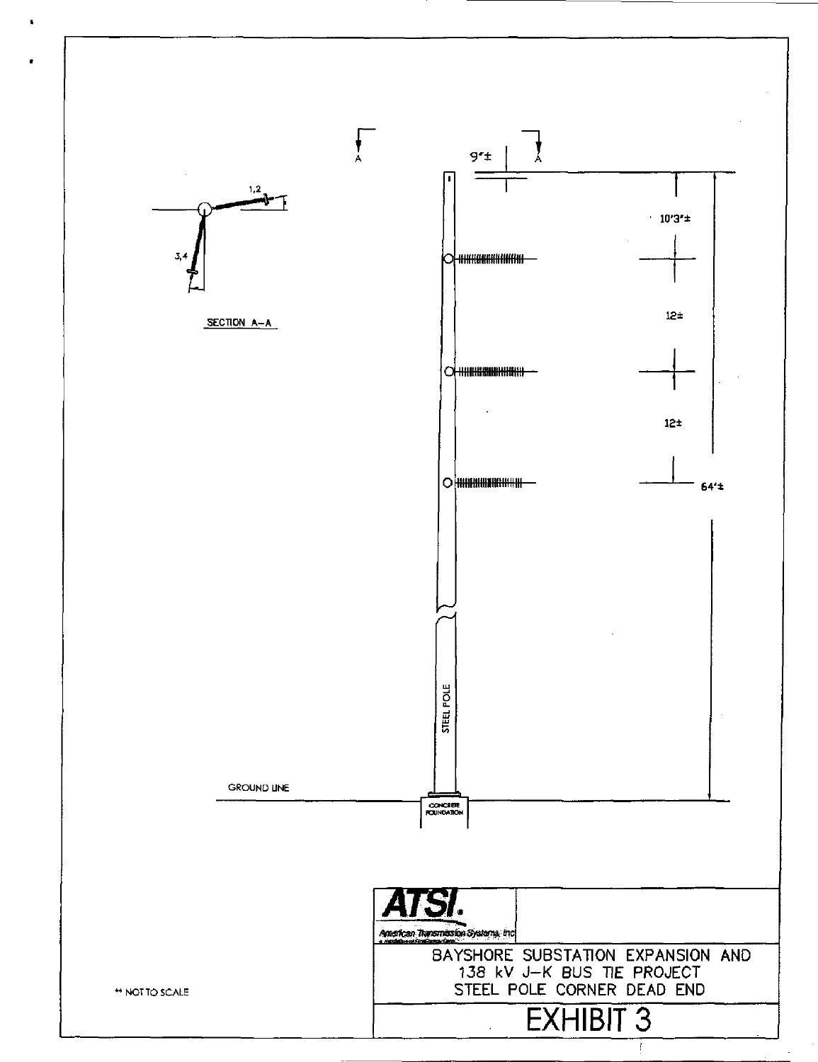A A

9"±

10'3"±

12±

12±

64'±

1,2

3,4

SECTION A–A

STEEL POLE

GROUND LINE

CONCRETE FOUNDATION

ATSI.

American Transmission Systems, Inc

BAYSHORE SUBSTATION EXPANSION AND
138 kV J–K BUS TIE PROJECT
STEEL POLE CORNER DEAD END

EXHIBIT 3

** NOT TO SCALE